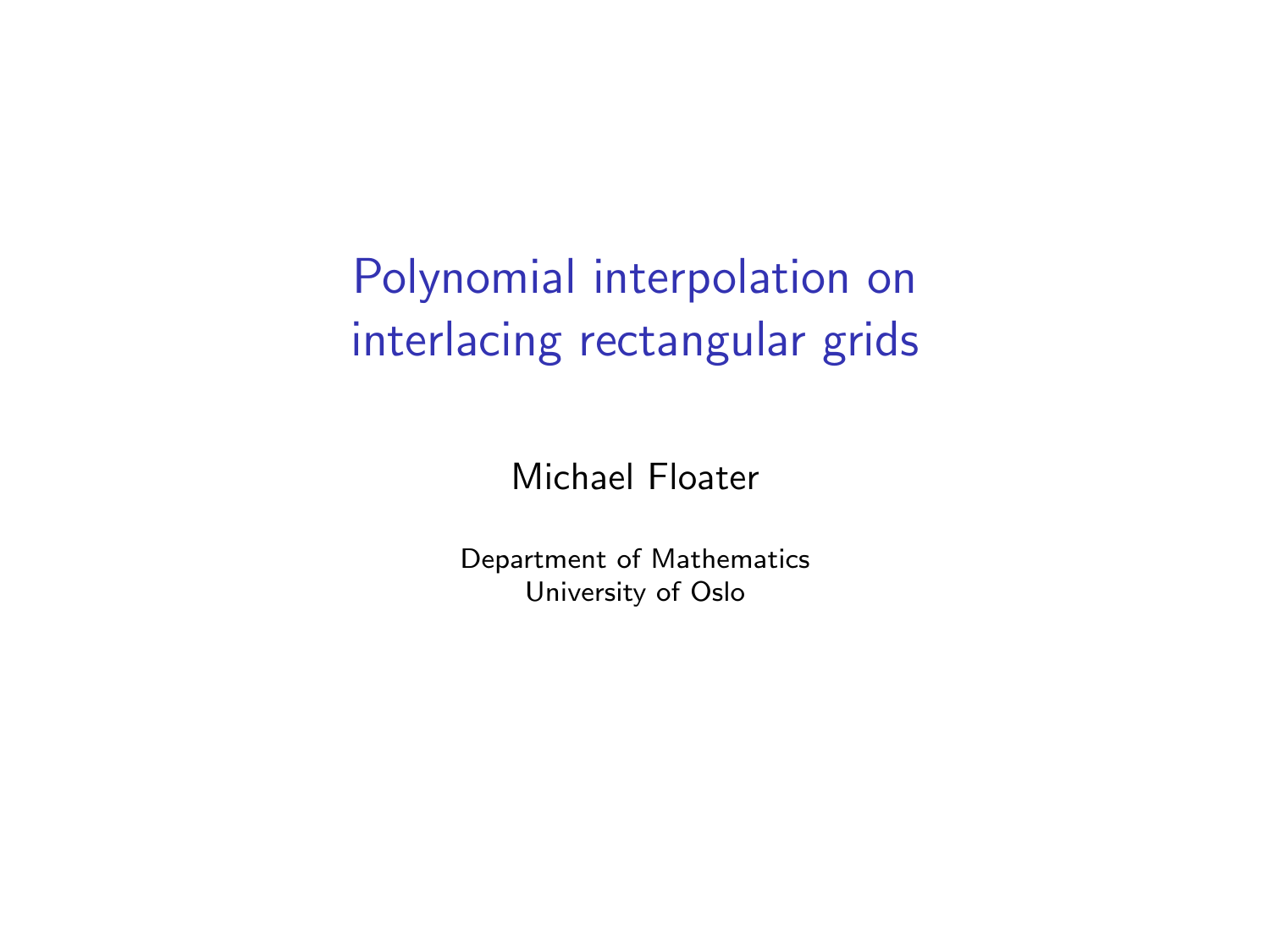# Polynomial interpolation on interlacing rectangular grids

Michael Floater

Department of Mathematics
University of Oslo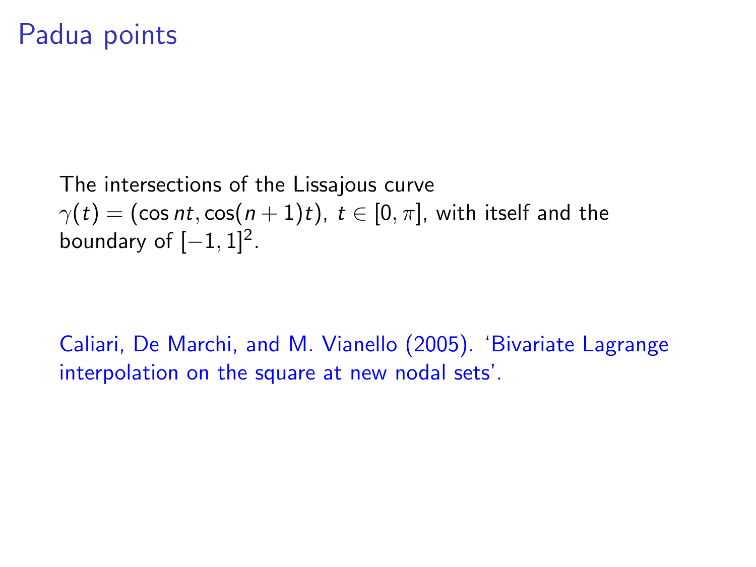# Padua points

The intersections of the Lissajous curve $\gamma(t) = (\cos nt, \cos(n+1)t)$, $t \in [0, \pi]$, with itself and the boundary of $[-1, 1]^2$.

Caliari, De Marchi, and M. Vianello (2005). 'Bivariate Lagrange interpolation on the square at new nodal sets'.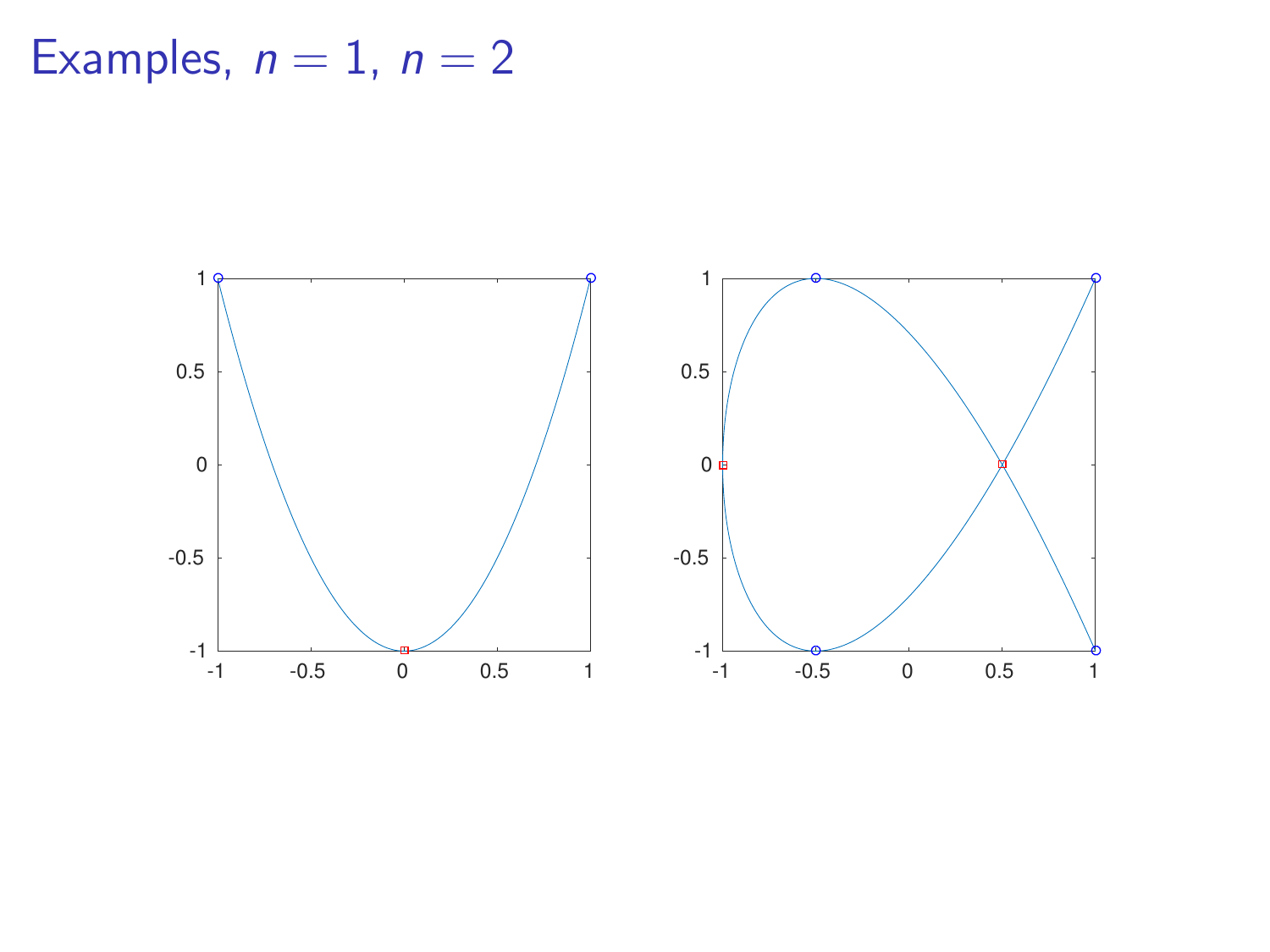# Examples, $n = 1$, $n = 2$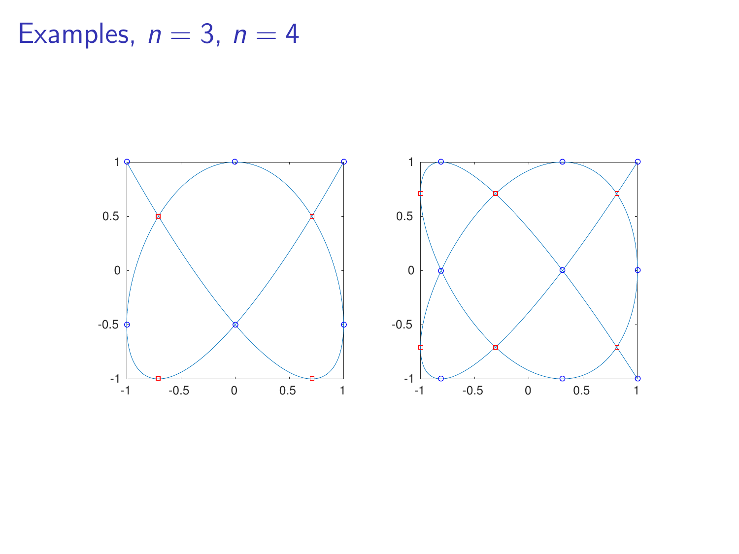# Examples, $n = 3$, $n = 4$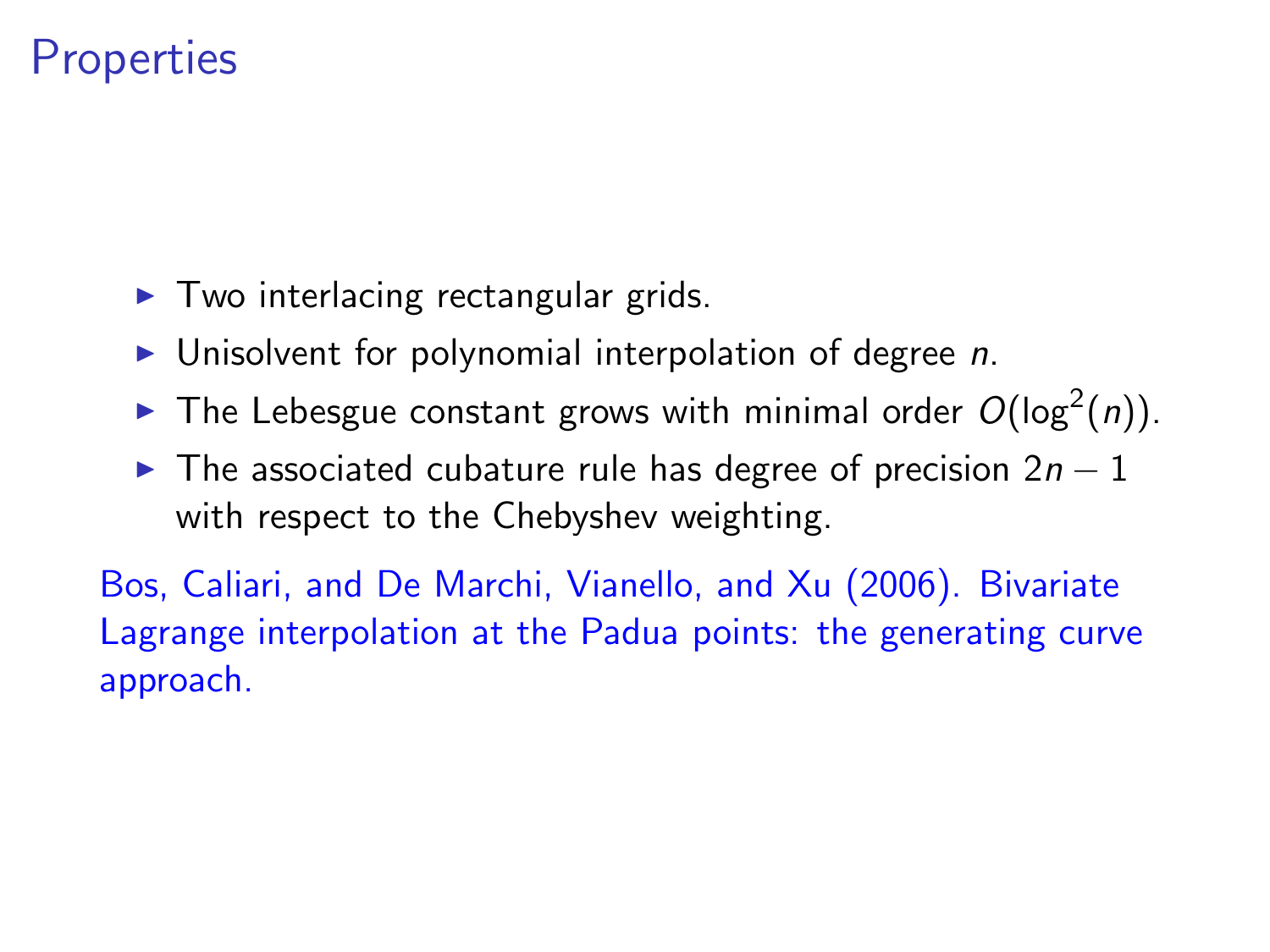# Properties

- Two interlacing rectangular grids.
- Unisolvent for polynomial interpolation of degree $n$.
- The Lebesgue constant grows with minimal order $O(\log^2(n))$.
- The associated cubature rule has degree of precision $2n - 1$ with respect to the Chebyshev weighting.

Bos, Caliari, and De Marchi, Vianello, and Xu (2006). Bivariate Lagrange interpolation at the Padua points: the generating curve approach.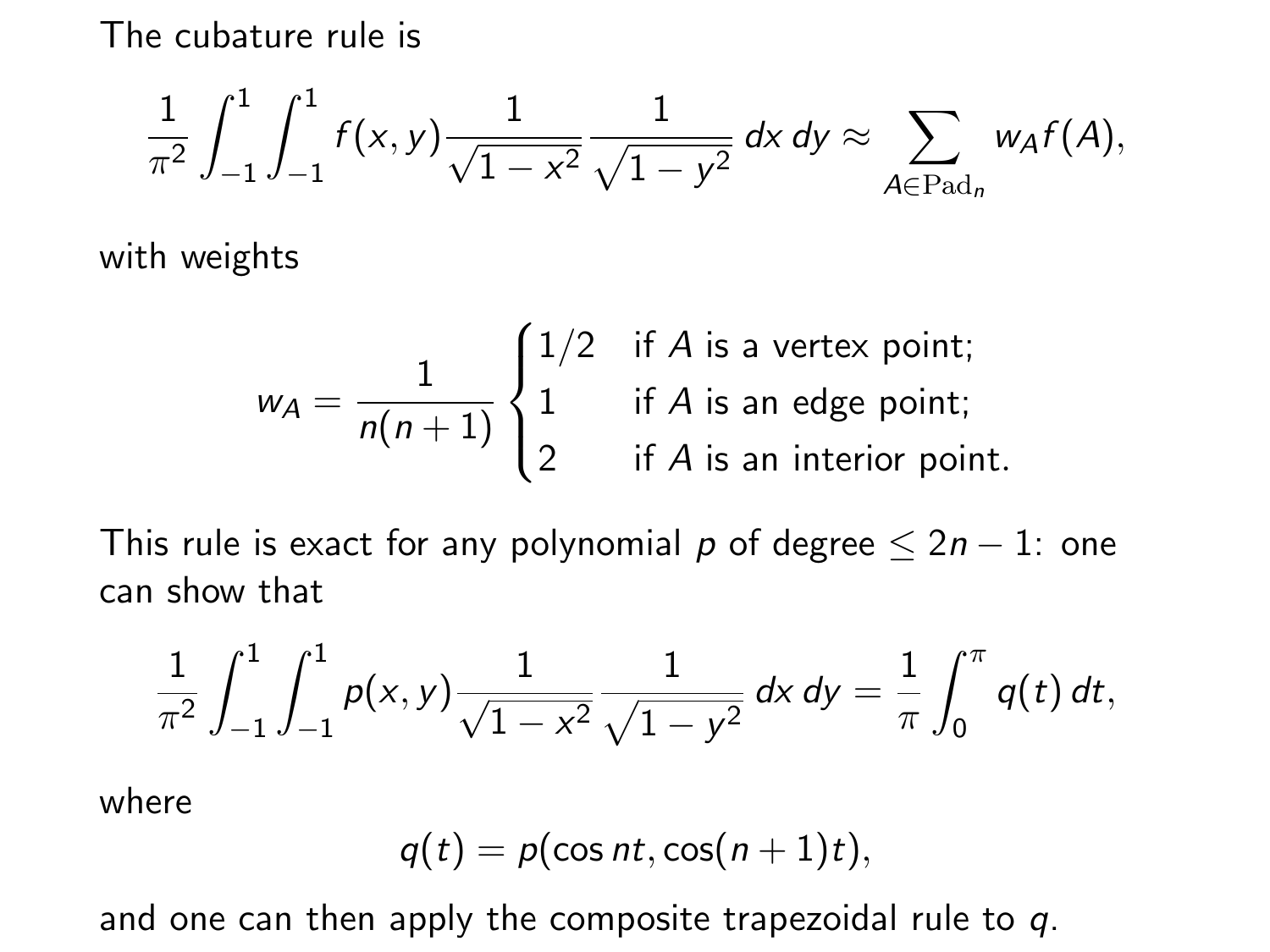The cubature rule is

$$\frac{1}{\pi^2}\int_{-1}^{1}\int_{-1}^{1} f(x,y)\frac{1}{\sqrt{1-x^2}}\frac{1}{\sqrt{1-y^2}}\,dx\,dy \approx \sum_{A\in\mathrm{Pad}_n} w_A f(A),$$

with weights

$$w_A = \frac{1}{n(n+1)}\begin{cases} 1/2 & \text{if } A \text{ is a vertex point;} \\ 1 & \text{if } A \text{ is an edge point;} \\ 2 & \text{if } A \text{ is an interior point.} \end{cases}$$

This rule is exact for any polynomial $p$ of degree $\leq 2n-1$: one can show that

$$\frac{1}{\pi^2}\int_{-1}^{1}\int_{-1}^{1} p(x,y)\frac{1}{\sqrt{1-x^2}}\frac{1}{\sqrt{1-y^2}}\,dx\,dy = \frac{1}{\pi}\int_{0}^{\pi} q(t)\,dt,$$

where

$$q(t) = p(\cos nt, \cos(n+1)t),$$

and one can then apply the composite trapezoidal rule to $q$.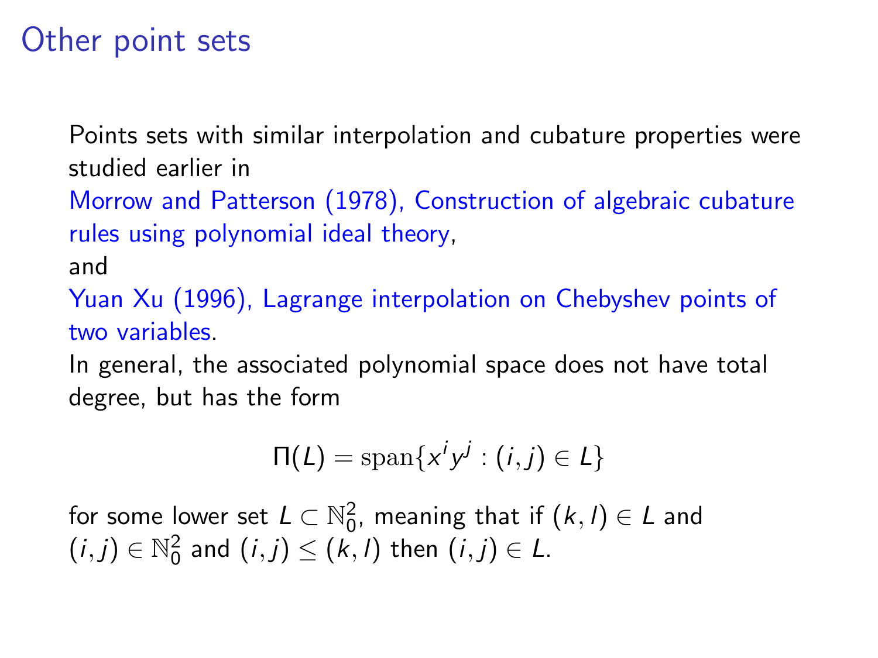# Other point sets

Points sets with similar interpolation and cubature properties were studied earlier in

Morrow and Patterson (1978), Construction of algebraic cubature rules using polynomial ideal theory,

and

Yuan Xu (1996), Lagrange interpolation on Chebyshev points of two variables.

In general, the associated polynomial space does not have total degree, but has the form

$$\Pi(L) = \mathrm{span}\{x^i y^j : (i,j) \in L\}$$

for some lower set $L \subset \mathbb{N}_0^2$, meaning that if $(k,l) \in L$ and $(i,j) \in \mathbb{N}_0^2$ and $(i,j) \leq (k,l)$ then $(i,j) \in L$.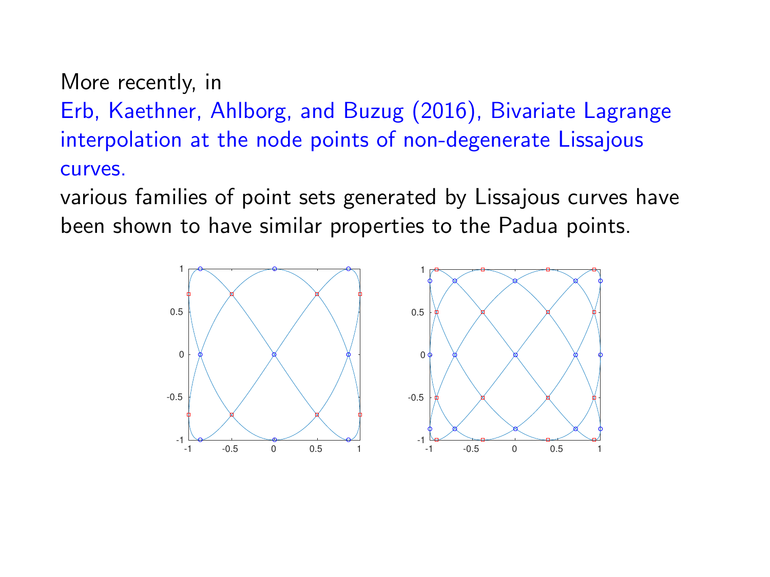More recently, in
Erb, Kaethner, Ahlborg, and Buzug (2016), Bivariate Lagrange interpolation at the node points of non-degenerate Lissajous curves.
various families of point sets generated by Lissajous curves have been shown to have similar properties to the Padua points.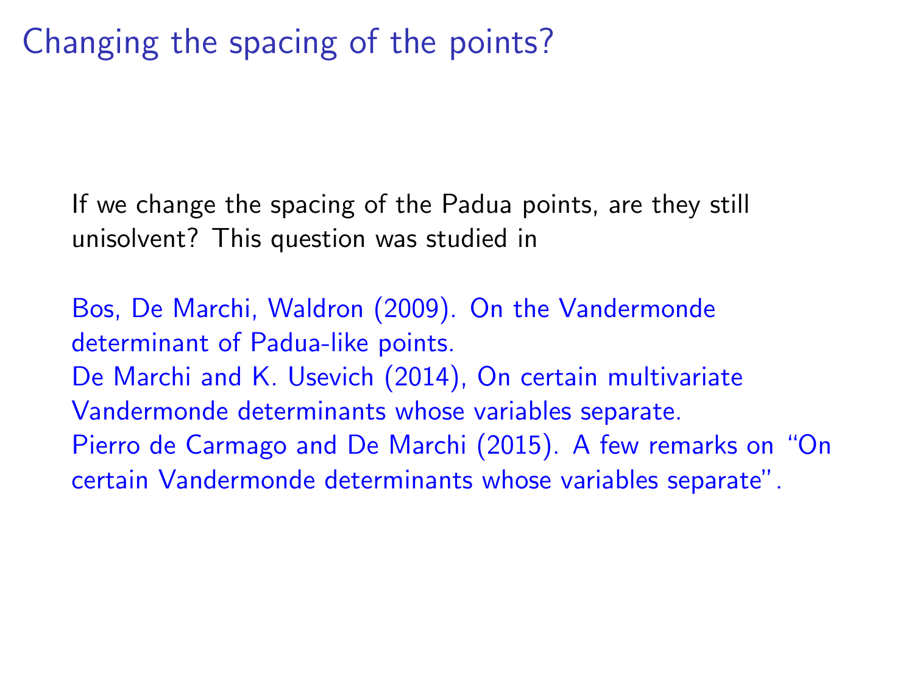# Changing the spacing of the points?

If we change the spacing of the Padua points, are they still unisolvent? This question was studied in

Bos, De Marchi, Waldron (2009). On the Vandermonde determinant of Padua-like points.
De Marchi and K. Usevich (2014), On certain multivariate Vandermonde determinants whose variables separate.
Pierro de Carmago and De Marchi (2015). A few remarks on "On certain Vandermonde determinants whose variables separate".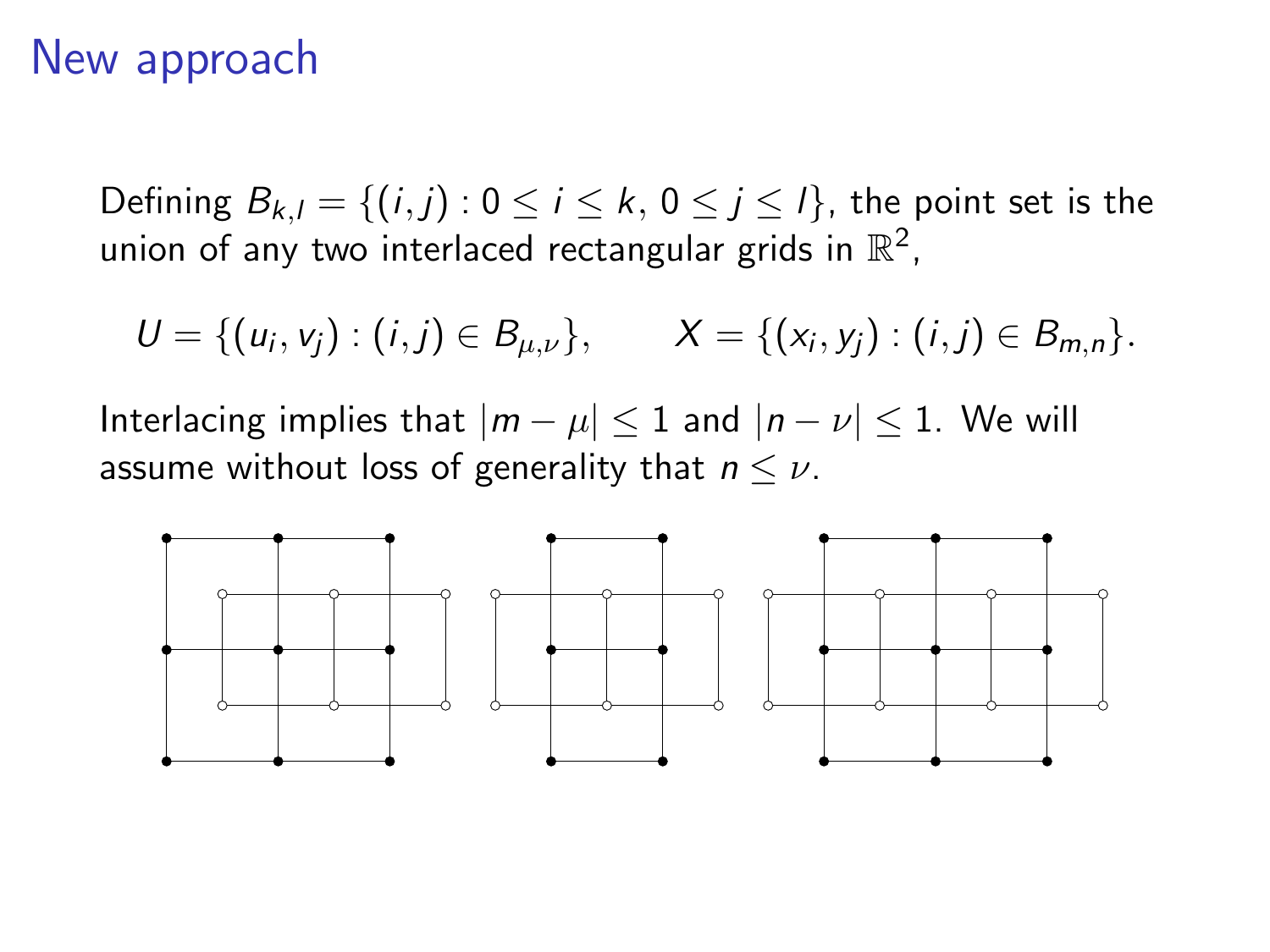# New approach

Defining $B_{k,l} = \{(i,j) : 0 \leq i \leq k,\ 0 \leq j \leq l\}$, the point set is the union of any two interlaced rectangular grids in $\mathbb{R}^2$,

$$U = \{(u_i, v_j) : (i,j) \in B_{\mu,\nu}\}, \qquad X = \{(x_i, y_j) : (i,j) \in B_{m,n}\}.$$

Interlacing implies that $|m - \mu| \leq 1$ and $|n - \nu| \leq 1$. We will assume without loss of generality that $n \leq \nu$.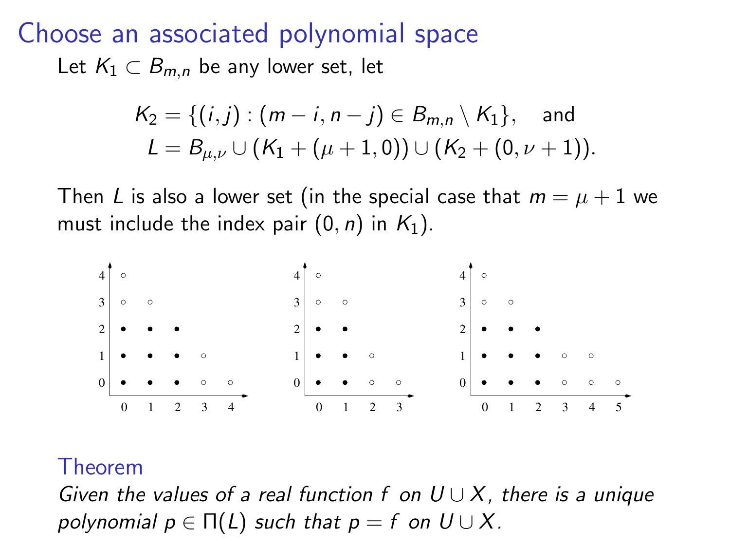# Choose an associated polynomial space

Let $K_1 \subset B_{m,n}$ be any lower set, let

$$K_2 = \{(i,j) : (m-i, n-j) \in B_{m,n} \setminus K_1\}, \quad \text{and}$$
$$L = B_{\mu,\nu} \cup (K_1 + (\mu+1, 0)) \cup (K_2 + (0, \nu+1)).$$

Then $L$ is also a lower set (in the special case that $m = \mu + 1$ we must include the index pair $(0, n)$ in $K_1$).

## Theorem

*Given the values of a real function $f$ on $U \cup X$, there is a unique polynomial $p \in \Pi(L)$ such that $p = f$ on $U \cup X$.*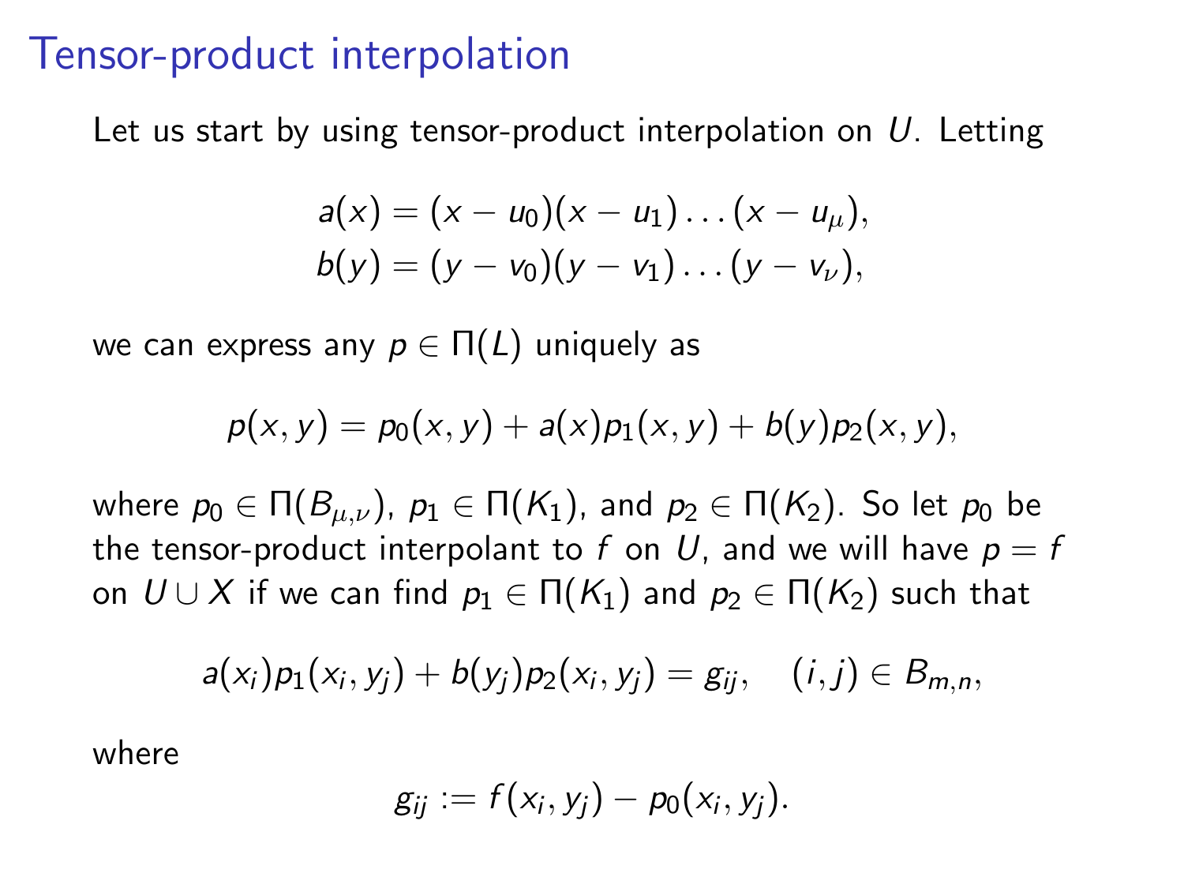# Tensor-product interpolation

Let us start by using tensor-product interpolation on $U$. Letting

$$
\begin{aligned}
a(x) &= (x - u_0)(x - u_1) \dots (x - u_\mu), \\
b(y) &= (y - v_0)(y - v_1) \dots (y - v_\nu),
\end{aligned}
$$

we can express any $p \in \Pi(L)$ uniquely as

$$
p(x, y) = p_0(x, y) + a(x)p_1(x, y) + b(y)p_2(x, y),
$$

where $p_0 \in \Pi(B_{\mu,\nu})$, $p_1 \in \Pi(K_1)$, and $p_2 \in \Pi(K_2)$. So let $p_0$ be the tensor-product interpolant to $f$ on $U$, and we will have $p = f$ on $U \cup X$ if we can find $p_1 \in \Pi(K_1)$ and $p_2 \in \Pi(K_2)$ such that

$$
a(x_i)p_1(x_i, y_j) + b(y_j)p_2(x_i, y_j) = g_{ij}, \quad (i, j) \in B_{m,n},
$$

where

$$
g_{ij} := f(x_i, y_j) - p_0(x_i, y_j).
$$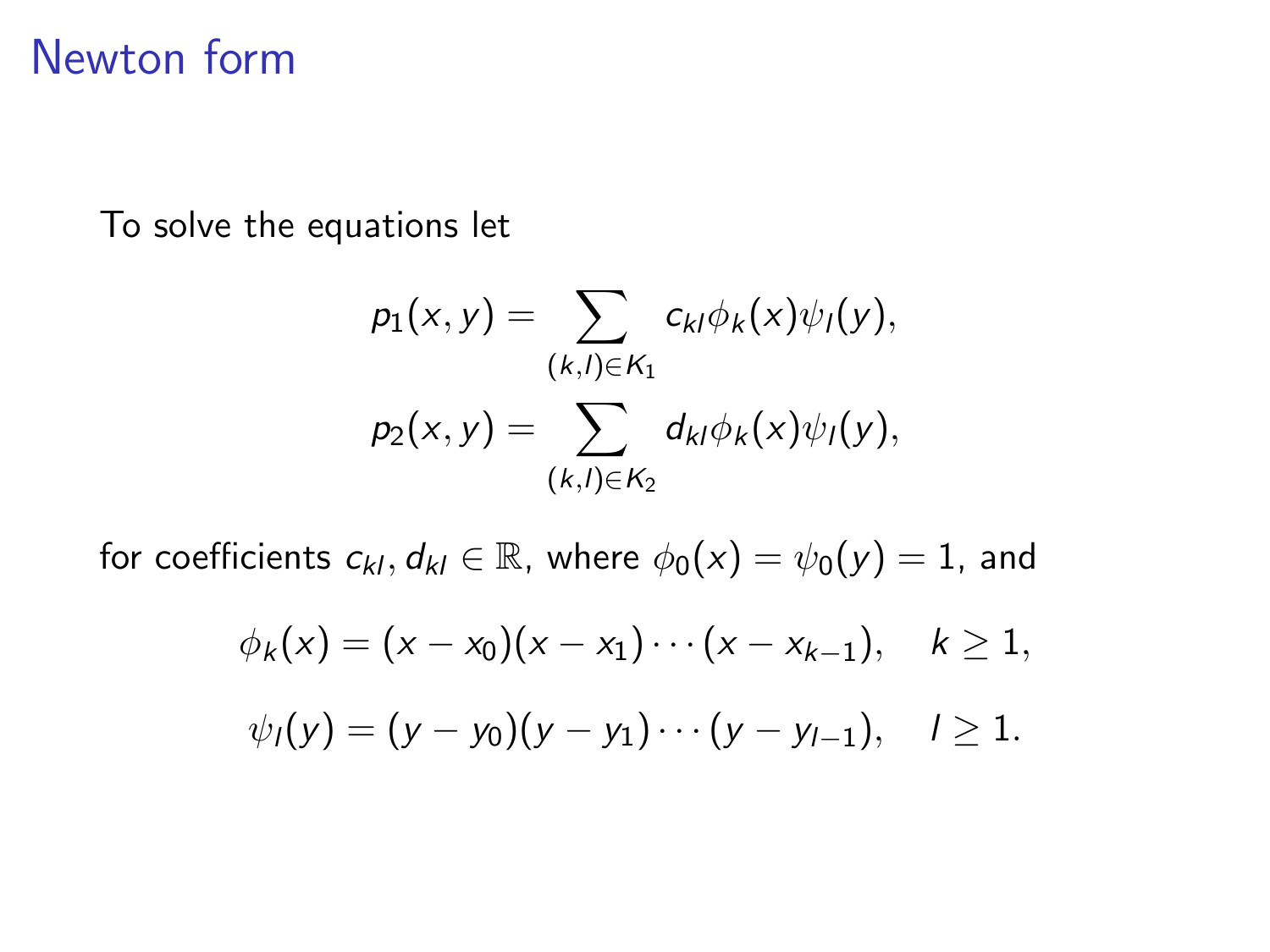# Newton form

To solve the equations let

$$p_1(x, y) = \sum_{(k,l) \in K_1} c_{kl} \phi_k(x) \psi_l(y),$$

$$p_2(x, y) = \sum_{(k,l) \in K_2} d_{kl} \phi_k(x) \psi_l(y),$$

for coefficients $c_{kl}, d_{kl} \in \mathbb{R}$, where $\phi_0(x) = \psi_0(y) = 1$, and

$$\phi_k(x) = (x - x_0)(x - x_1) \cdots (x - x_{k-1}), \quad k \geq 1,$$

$$\psi_l(y) = (y - y_0)(y - y_1) \cdots (y - y_{l-1}), \quad l \geq 1.$$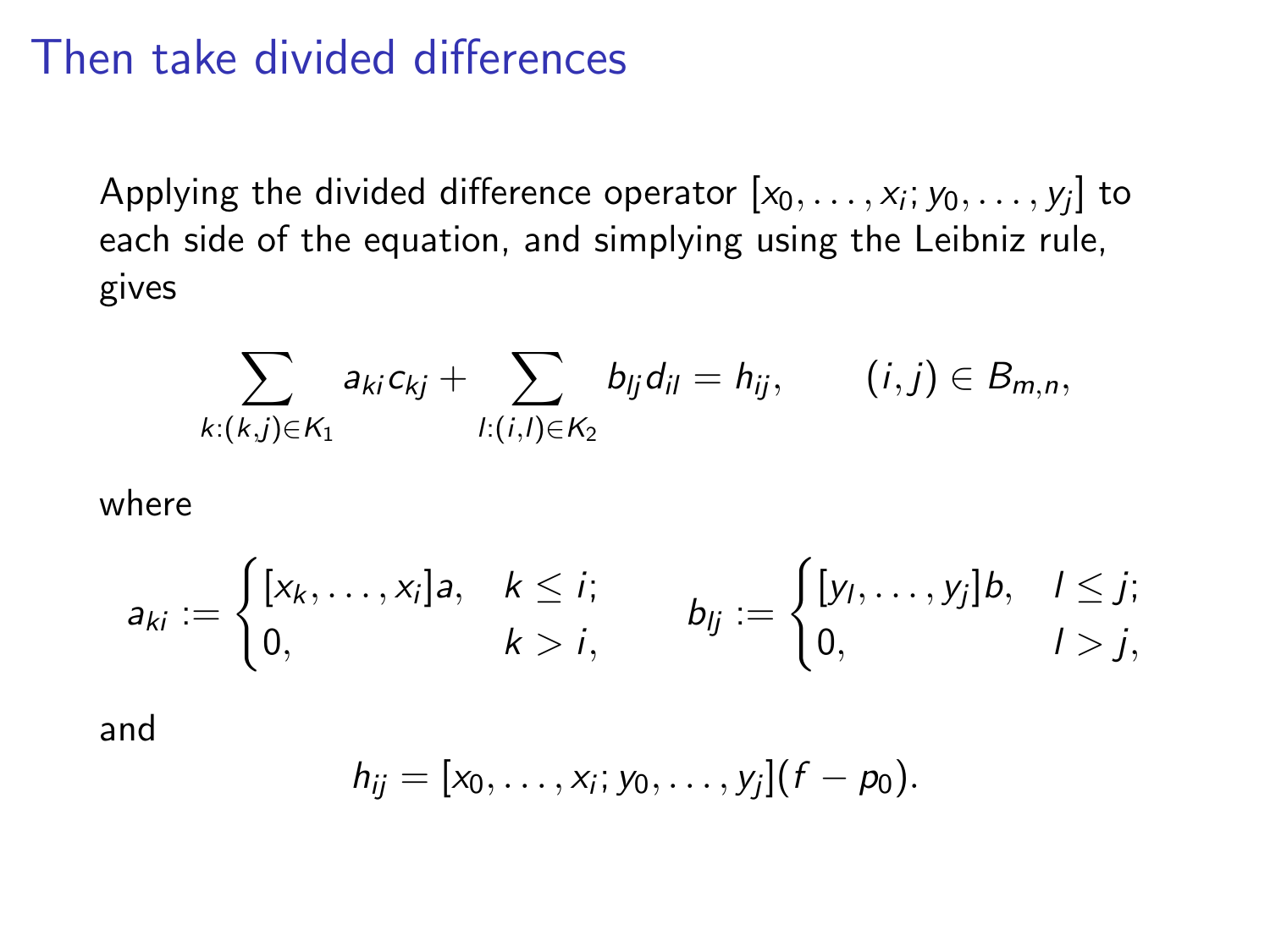# Then take divided differences

Applying the divided difference operator $[x_0, \ldots, x_i; y_0, \ldots, y_j]$ to each side of the equation, and simplying using the Leibniz rule, gives

$$\sum_{k:(k,j) \in K_1} a_{ki} c_{kj} + \sum_{l:(i,l) \in K_2} b_{lj} d_{il} = h_{ij}, \qquad (i,j) \in B_{m,n},$$

where

$$a_{ki} := \begin{cases} [x_k, \ldots, x_i]a, & k \le i; \\ 0, & k > i, \end{cases} \qquad b_{lj} := \begin{cases} [y_l, \ldots, y_j]b, & l \le j; \\ 0, & l > j, \end{cases}$$

and

$$h_{ij} = [x_0, \ldots, x_i; y_0, \ldots, y_j](f - p_0).$$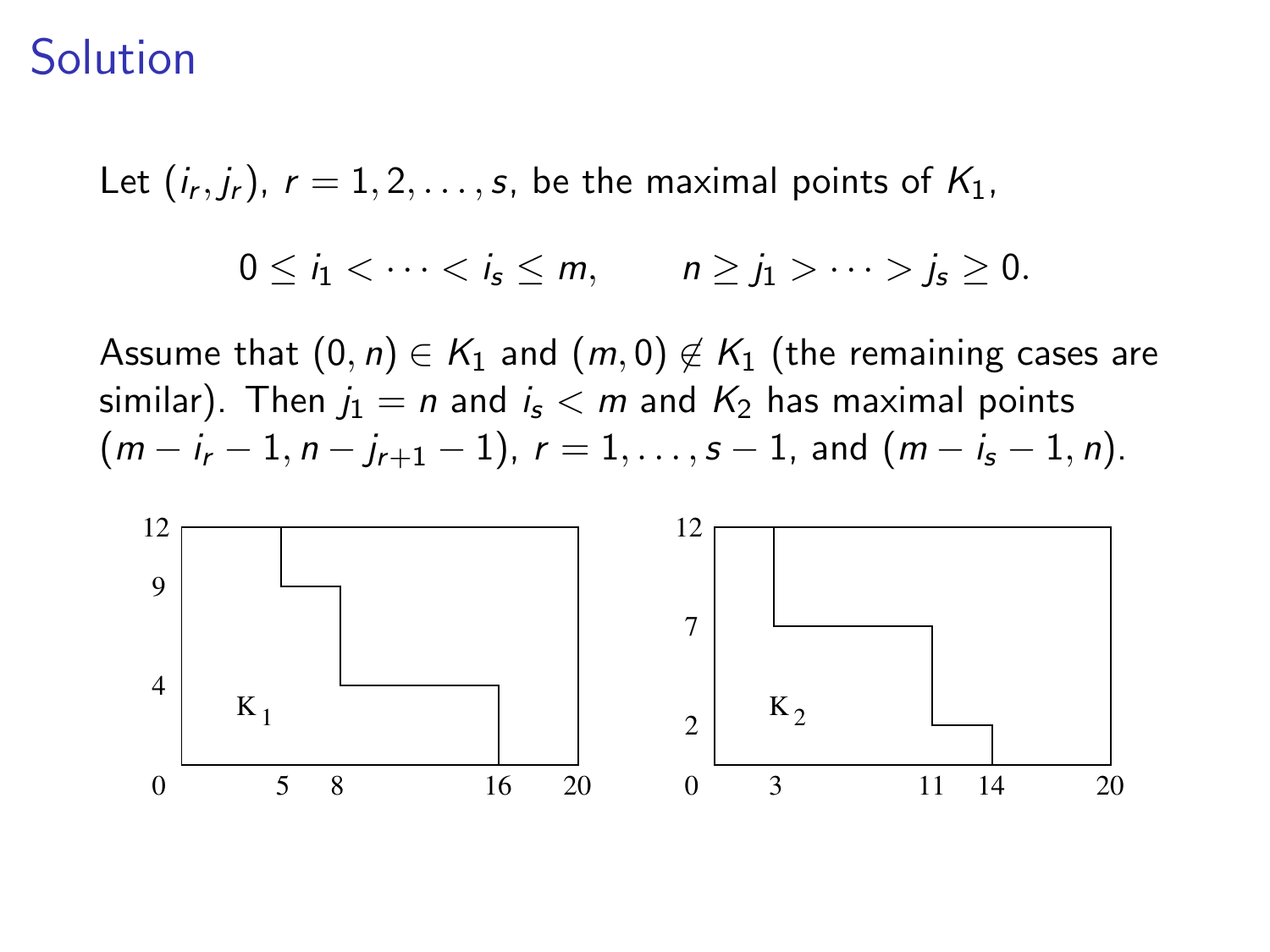# Solution

Let $(i_r, j_r)$, $r = 1, 2, \ldots, s$, be the maximal points of $K_1$,

$$0 \le i_1 < \cdots < i_s \le m, \qquad n \ge j_1 > \cdots > j_s \ge 0.$$

Assume that $(0, n) \in K_1$ and $(m, 0) \notin K_1$ (the remaining cases are similar). Then $j_1 = n$ and $i_s < m$ and $K_2$ has maximal points $(m - i_r - 1, n - j_{r+1} - 1)$, $r = 1, \ldots, s-1$, and $(m - i_s - 1, n)$.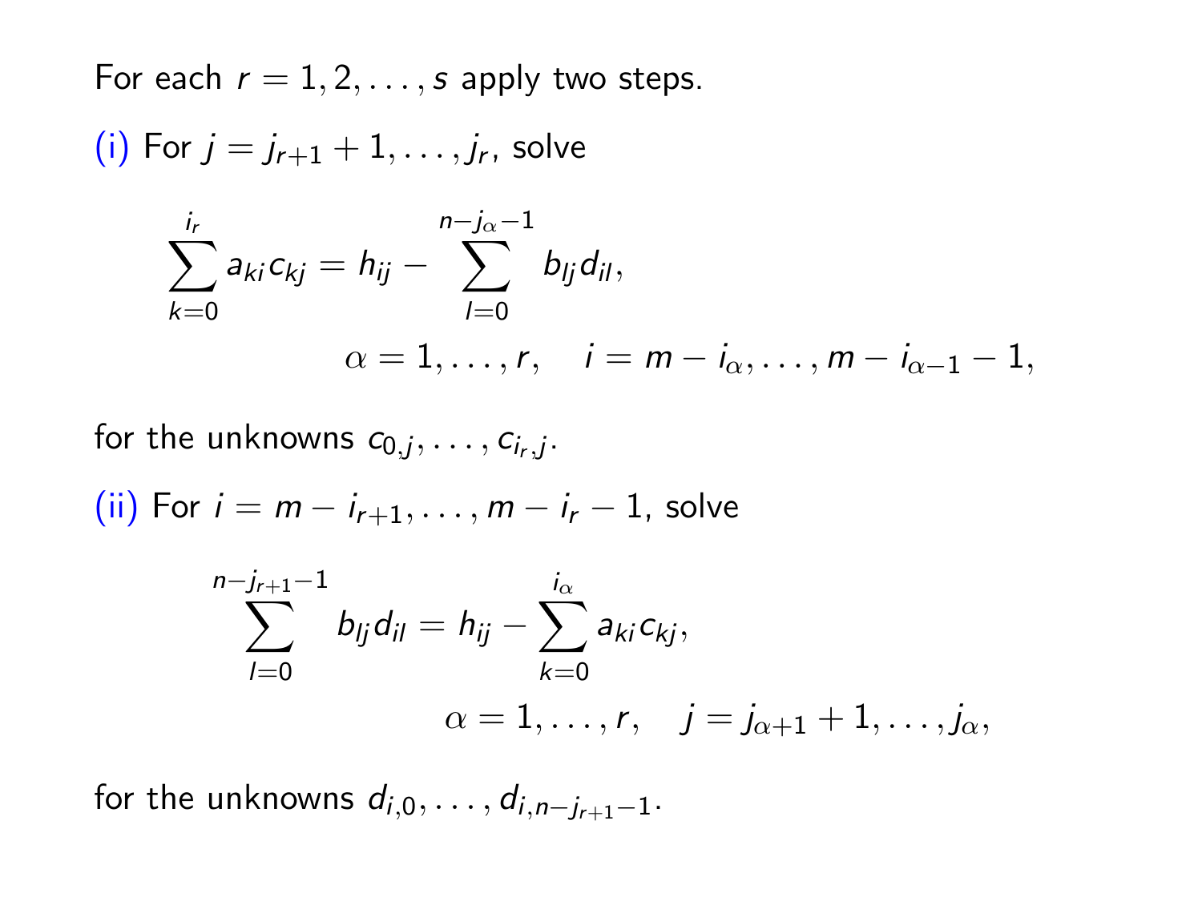For each $r = 1, 2, \ldots, s$ apply two steps.

(i) For $j = j_{r+1} + 1, \ldots, j_r$, solve

$$\sum_{k=0}^{i_r} a_{ki} c_{kj} = h_{ij} - \sum_{l=0}^{n-j_\alpha-1} b_{lj} d_{il},$$

$$\alpha = 1, \ldots, r, \quad i = m - i_\alpha, \ldots, m - i_{\alpha-1} - 1,$$

for the unknowns $c_{0,j}, \ldots, c_{i_r,j}$.

(ii) For $i = m - i_{r+1}, \ldots, m - i_r - 1$, solve

$$\sum_{l=0}^{n-j_{r+1}-1} b_{lj} d_{il} = h_{ij} - \sum_{k=0}^{i_\alpha} a_{ki} c_{kj},$$

$$\alpha = 1, \ldots, r, \quad j = j_{\alpha+1} + 1, \ldots, j_\alpha,$$

for the unknowns $d_{i,0}, \ldots, d_{i,n-j_{r+1}-1}$.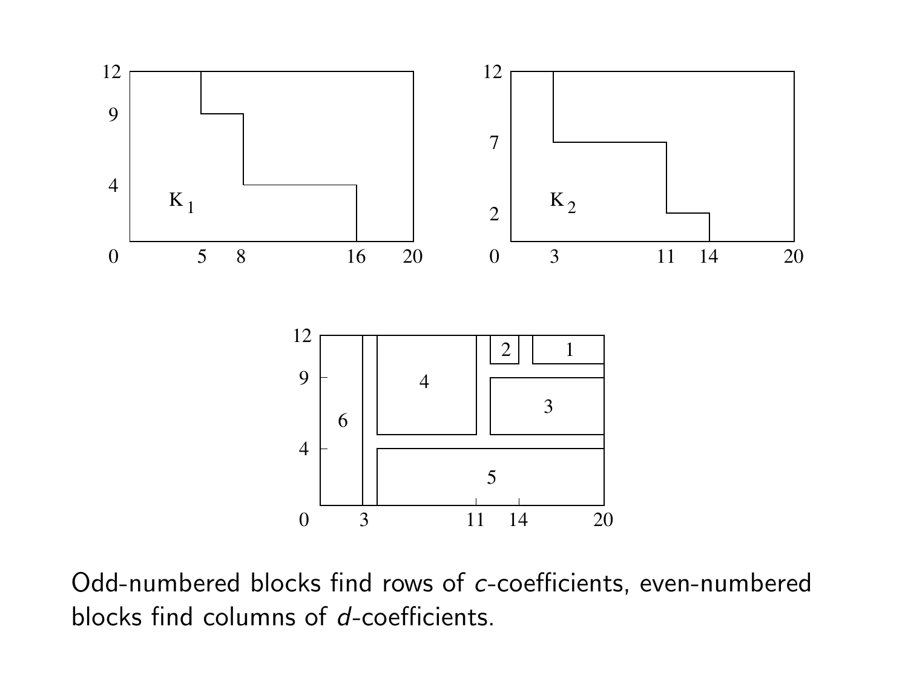Odd-numbered blocks find rows of $c$-coefficients, even-numbered blocks find columns of $d$-coefficients.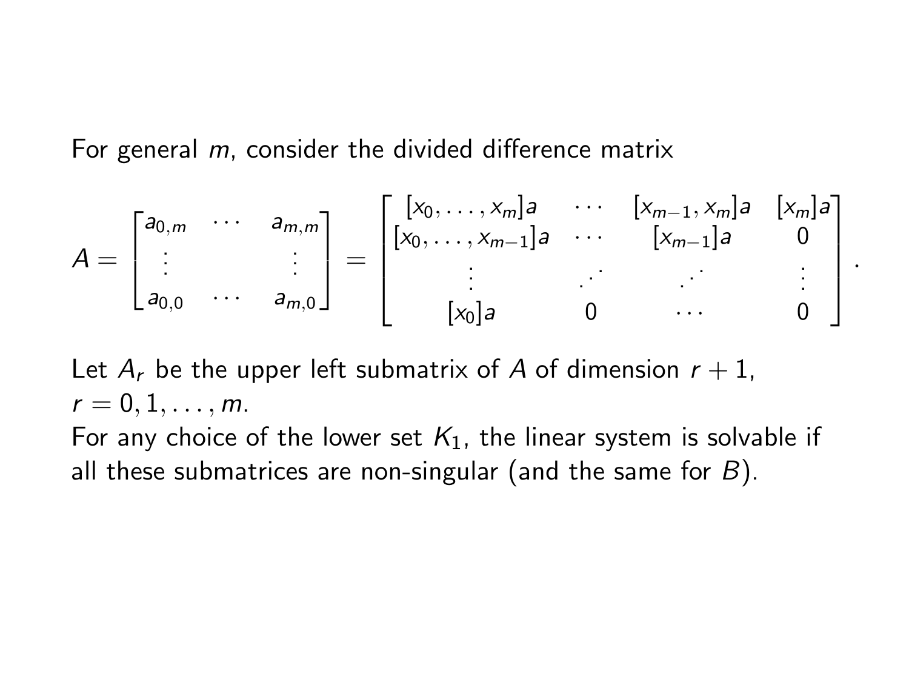For general $m$, consider the divided difference matrix

$$A = \begin{bmatrix} a_{0,m} & \cdots & a_{m,m} \\ \vdots & & \vdots \\ a_{0,0} & \cdots & a_{m,0} \end{bmatrix} = \begin{bmatrix} [x_0, \ldots, x_m]a & \cdots & [x_{m-1}, x_m]a & [x_m]a \\ [x_0, \ldots, x_{m-1}]a & \cdots & [x_{m-1}]a & 0 \\ \vdots & \iddots & \iddots & \vdots \\ [x_0]a & 0 & \cdots & 0 \end{bmatrix}.$$

Let $A_r$ be the upper left submatrix of $A$ of dimension $r+1$, $r = 0, 1, \ldots, m$.

For any choice of the lower set $K_1$, the linear system is solvable if all these submatrices are non-singular (and the same for $B$).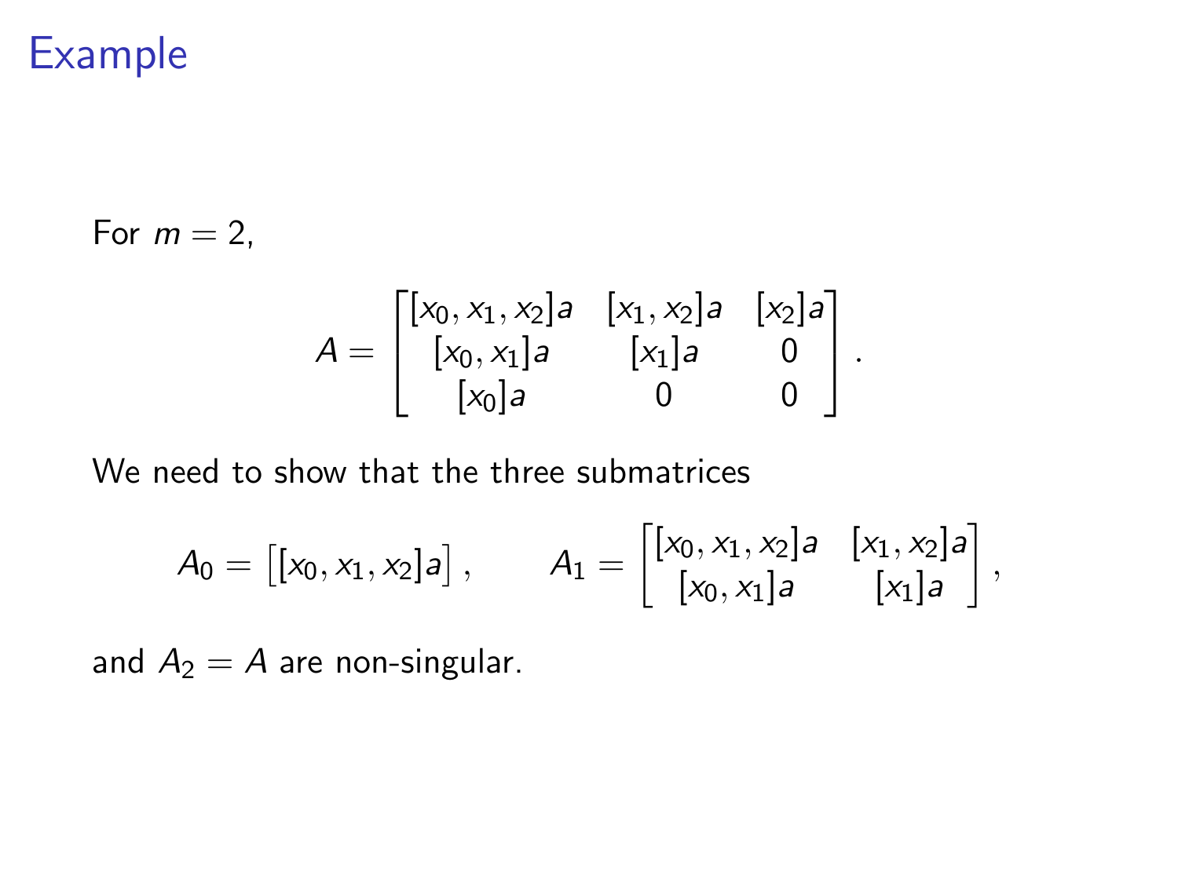# Example

For $m = 2$,

$$A = \begin{bmatrix} [x_0, x_1, x_2]a & [x_1, x_2]a & [x_2]a \\ [x_0, x_1]a & [x_1]a & 0 \\ [x_0]a & 0 & 0 \end{bmatrix}.$$

We need to show that the three submatrices

$$A_0 = \begin{bmatrix} [x_0, x_1, x_2]a \end{bmatrix}, \qquad A_1 = \begin{bmatrix} [x_0, x_1, x_2]a & [x_1, x_2]a \\ [x_0, x_1]a & [x_1]a \end{bmatrix},$$

and $A_2 = A$ are non-singular.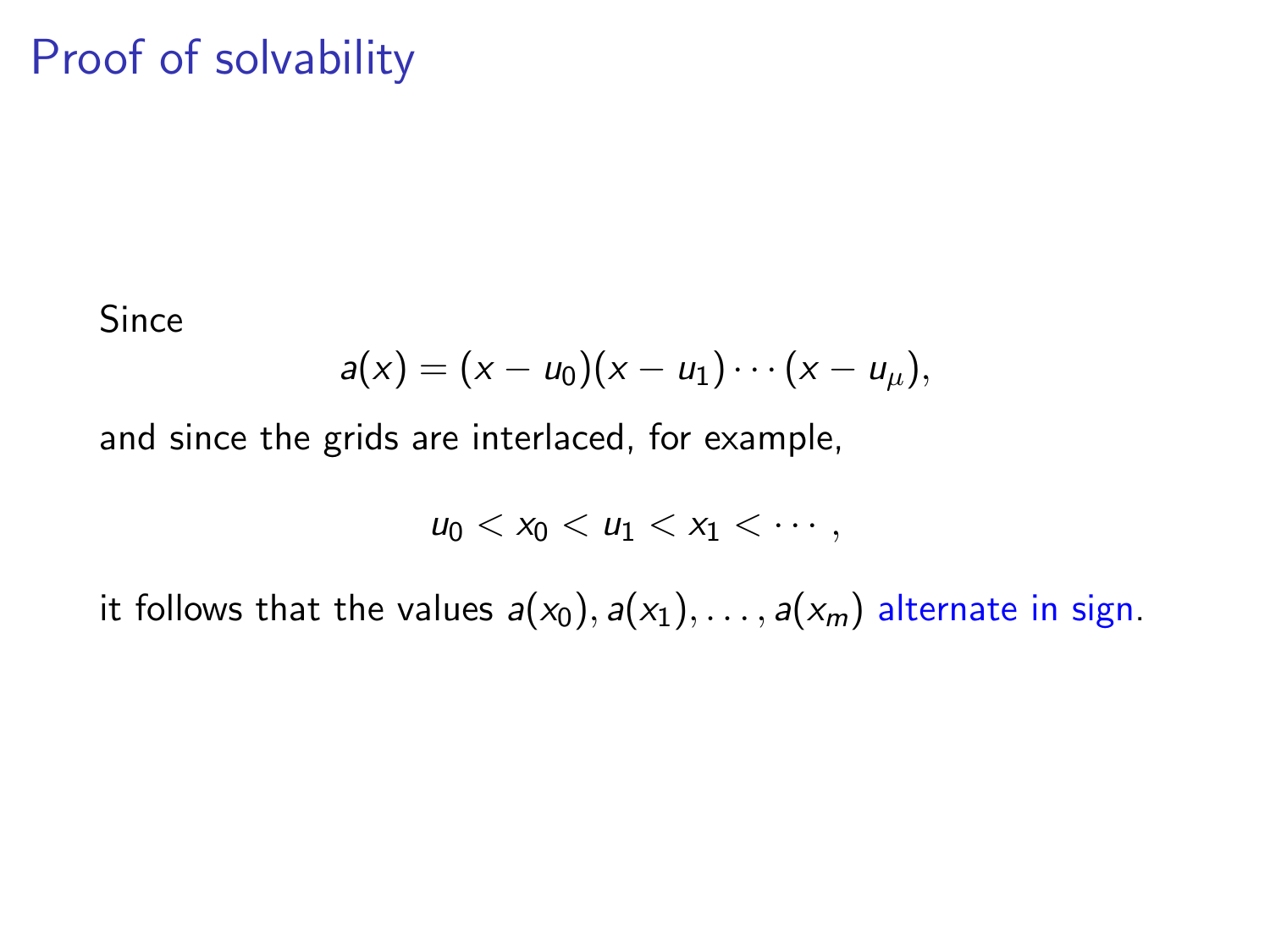# Proof of solvability

Since

$$a(x) = (x - u_0)(x - u_1) \cdots (x - u_\mu),$$

and since the grids are interlaced, for example,

$$u_0 < x_0 < u_1 < x_1 < \cdots,$$

it follows that the values $a(x_0), a(x_1), \ldots, a(x_m)$ alternate in sign.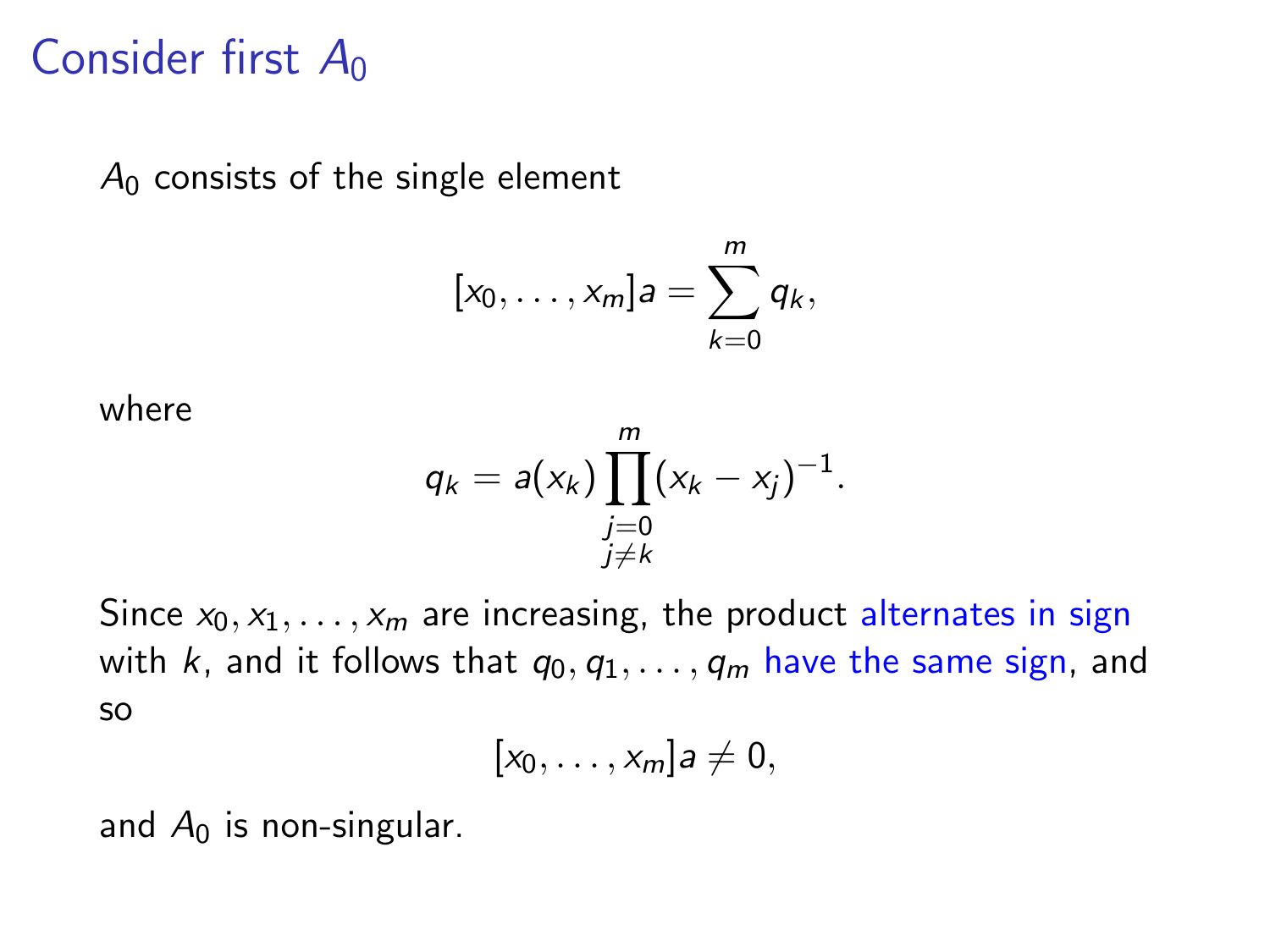# Consider first $A_0$

$A_0$ consists of the single element

$$[x_0, \ldots, x_m]a = \sum_{k=0}^{m} q_k,$$

where

$$q_k = a(x_k) \prod_{\substack{j=0 \\ j \neq k}}^{m} (x_k - x_j)^{-1}.$$

Since $x_0, x_1, \ldots, x_m$ are increasing, the product alternates in sign with $k$, and it follows that $q_0, q_1, \ldots, q_m$ have the same sign, and so

$$[x_0, \ldots, x_m]a \neq 0,$$

and $A_0$ is non-singular.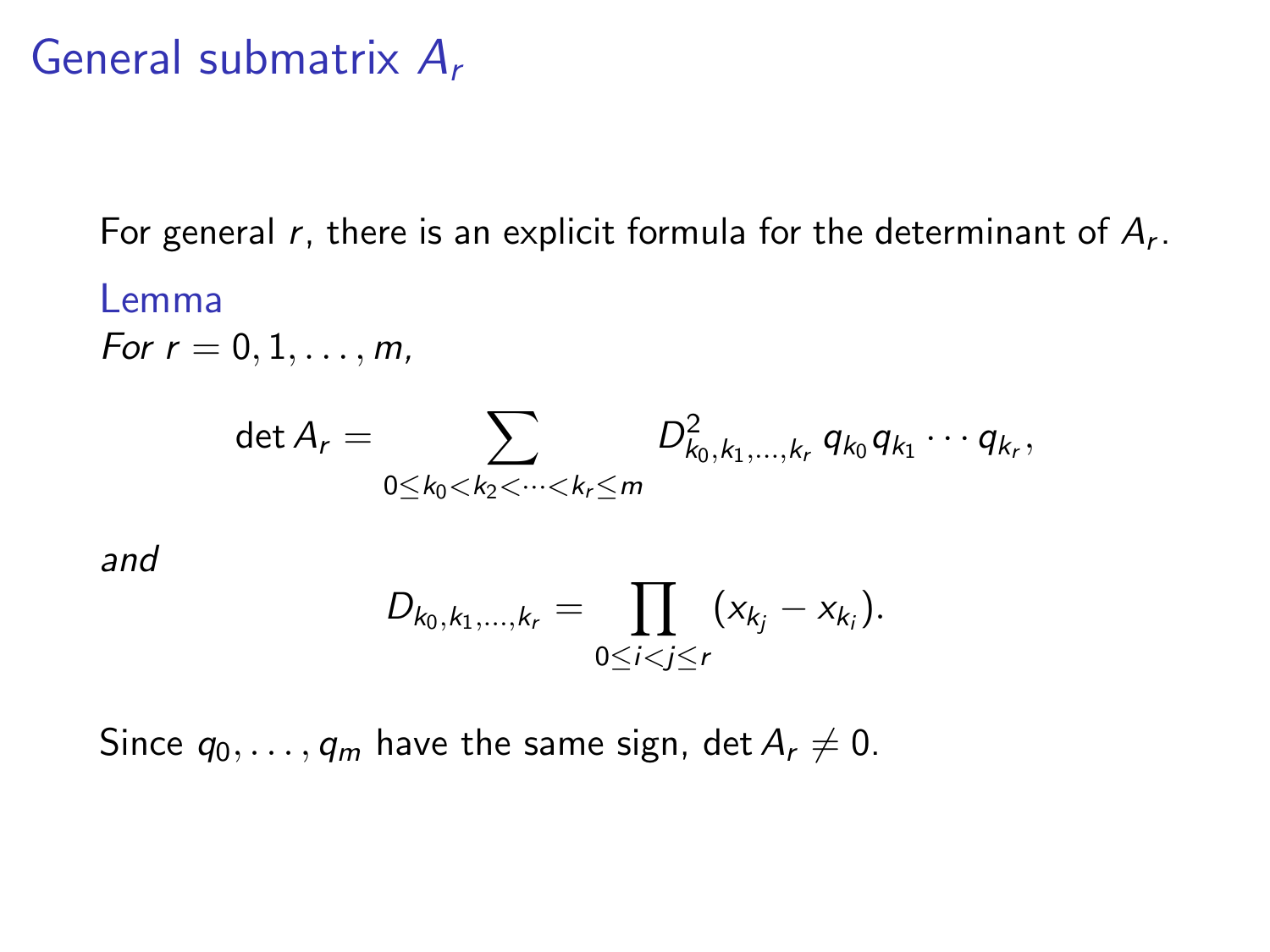# General submatrix $A_r$

For general $r$, there is an explicit formula for the determinant of $A_r$.

**Lemma**

*For* $r = 0, 1, \ldots, m$,

$$\det A_r = \sum_{0 \le k_0 < k_2 < \cdots < k_r \le m} D^2_{k_0, k_1, \ldots, k_r} \, q_{k_0} q_{k_1} \cdots q_{k_r},$$

*and*

$$D_{k_0, k_1, \ldots, k_r} = \prod_{0 \le i < j \le r} (x_{k_j} - x_{k_i}).$$

Since $q_0, \ldots, q_m$ have the same sign, $\det A_r \neq 0$.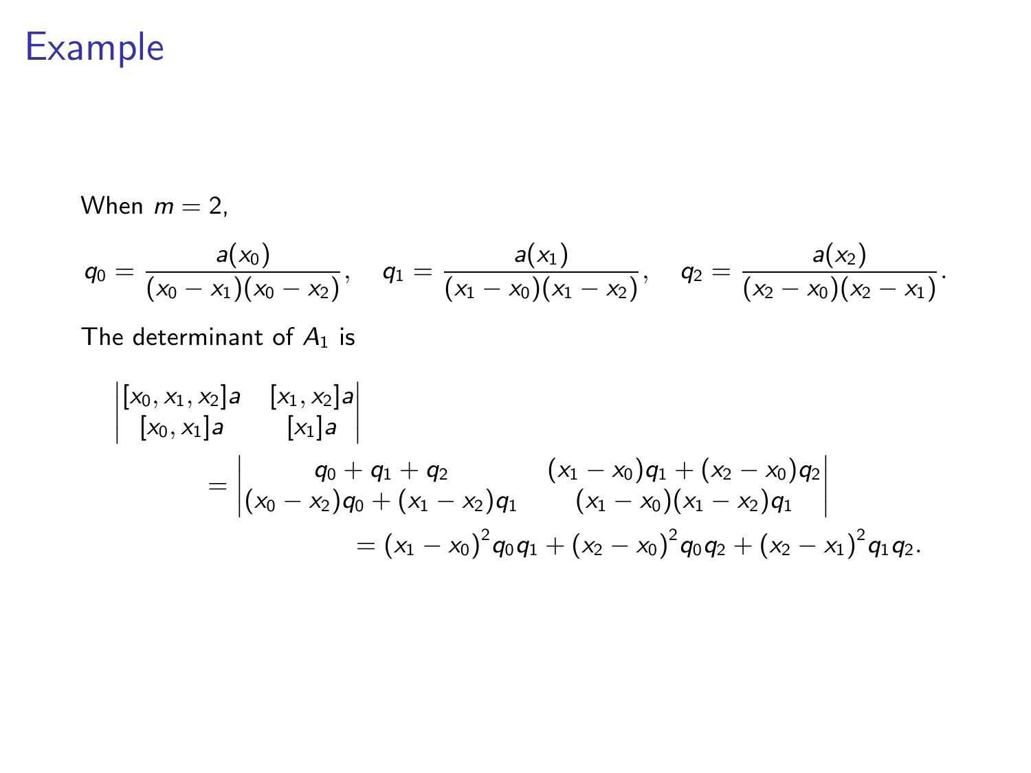# Example

When $m = 2$,

$$q_0 = \frac{a(x_0)}{(x_0 - x_1)(x_0 - x_2)}, \quad q_1 = \frac{a(x_1)}{(x_1 - x_0)(x_1 - x_2)}, \quad q_2 = \frac{a(x_2)}{(x_2 - x_0)(x_2 - x_1)}.$$

The determinant of $A_1$ is

$$\begin{aligned}
&\begin{vmatrix} [x_0, x_1, x_2]a & [x_1, x_2]a \\ [x_0, x_1]a & [x_1]a \end{vmatrix} \\
&\qquad = \begin{vmatrix} q_0 + q_1 + q_2 & (x_1 - x_0)q_1 + (x_2 - x_0)q_2 \\ (x_0 - x_2)q_0 + (x_1 - x_2)q_1 & (x_1 - x_0)(x_1 - x_2)q_1 \end{vmatrix} \\
&\qquad\qquad = (x_1 - x_0)^2 q_0 q_1 + (x_2 - x_0)^2 q_0 q_2 + (x_2 - x_1)^2 q_1 q_2.
\end{aligned}$$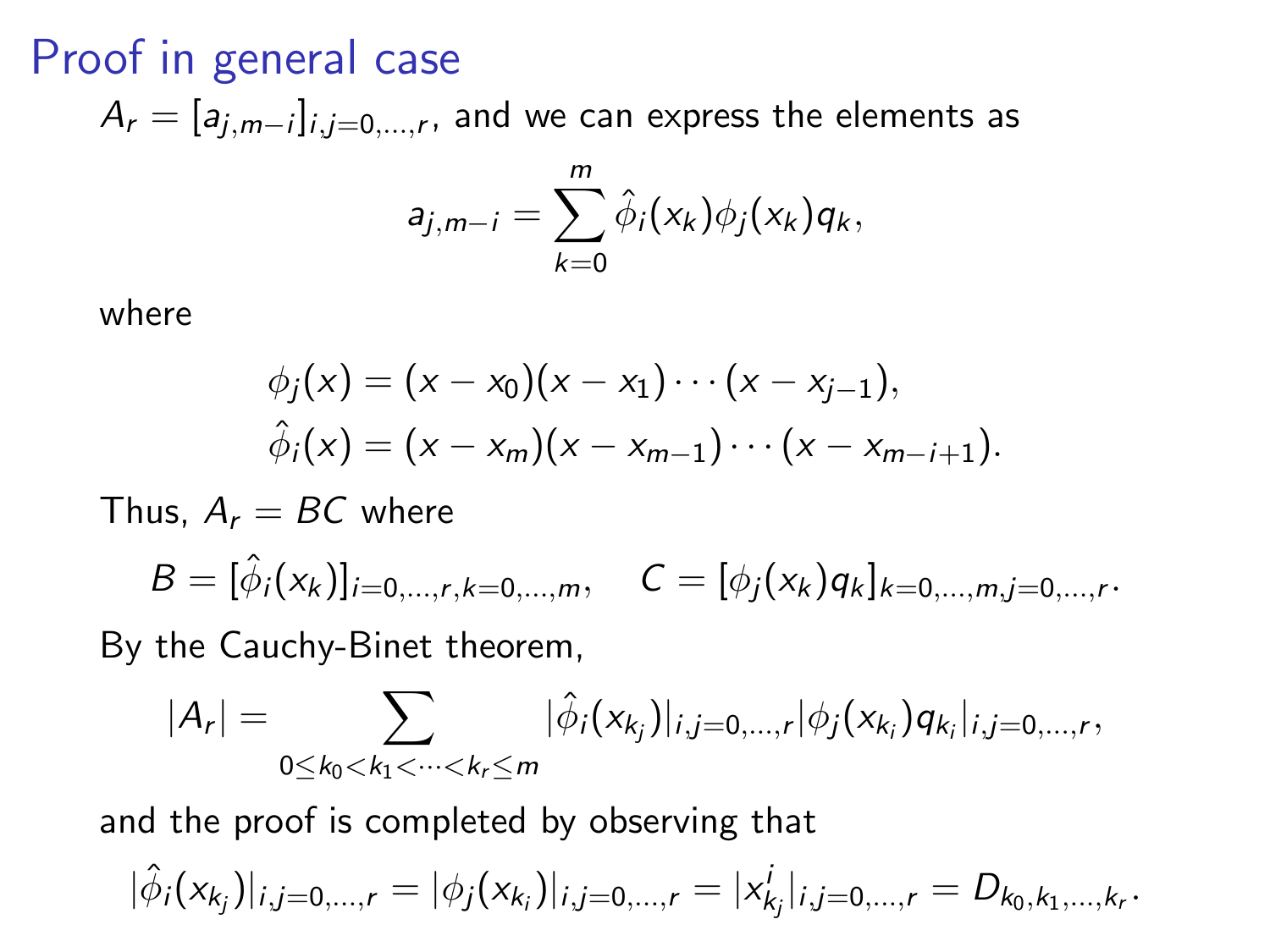# Proof in general case

$A_r = [a_{j,m-i}]_{i,j=0,\ldots,r}$, and we can express the elements as

$$a_{j,m-i} = \sum_{k=0}^{m} \hat{\phi}_i(x_k)\phi_j(x_k)q_k,$$

where

$$\phi_j(x) = (x - x_0)(x - x_1)\cdots(x - x_{j-1}),$$
$$\hat{\phi}_i(x) = (x - x_m)(x - x_{m-1})\cdots(x - x_{m-i+1}).$$

Thus, $A_r = BC$ where

$$B = [\hat{\phi}_i(x_k)]_{i=0,\ldots,r,k=0,\ldots,m}, \quad C = [\phi_j(x_k)q_k]_{k=0,\ldots,m,j=0,\ldots,r}.$$

By the Cauchy-Binet theorem,

$$|A_r| = \sum_{0 \le k_0 < k_1 < \cdots < k_r \le m} |\hat{\phi}_i(x_{k_j})|_{i,j=0,\ldots,r} |\phi_j(x_{k_i})q_{k_i}|_{i,j=0,\ldots,r},$$

and the proof is completed by observing that

$$|\hat{\phi}_i(x_{k_j})|_{i,j=0,\ldots,r} = |\phi_j(x_{k_i})|_{i,j=0,\ldots,r} = |x_{k_j}^i|_{i,j=0,\ldots,r} = D_{k_0,k_1,\ldots,k_r}.$$